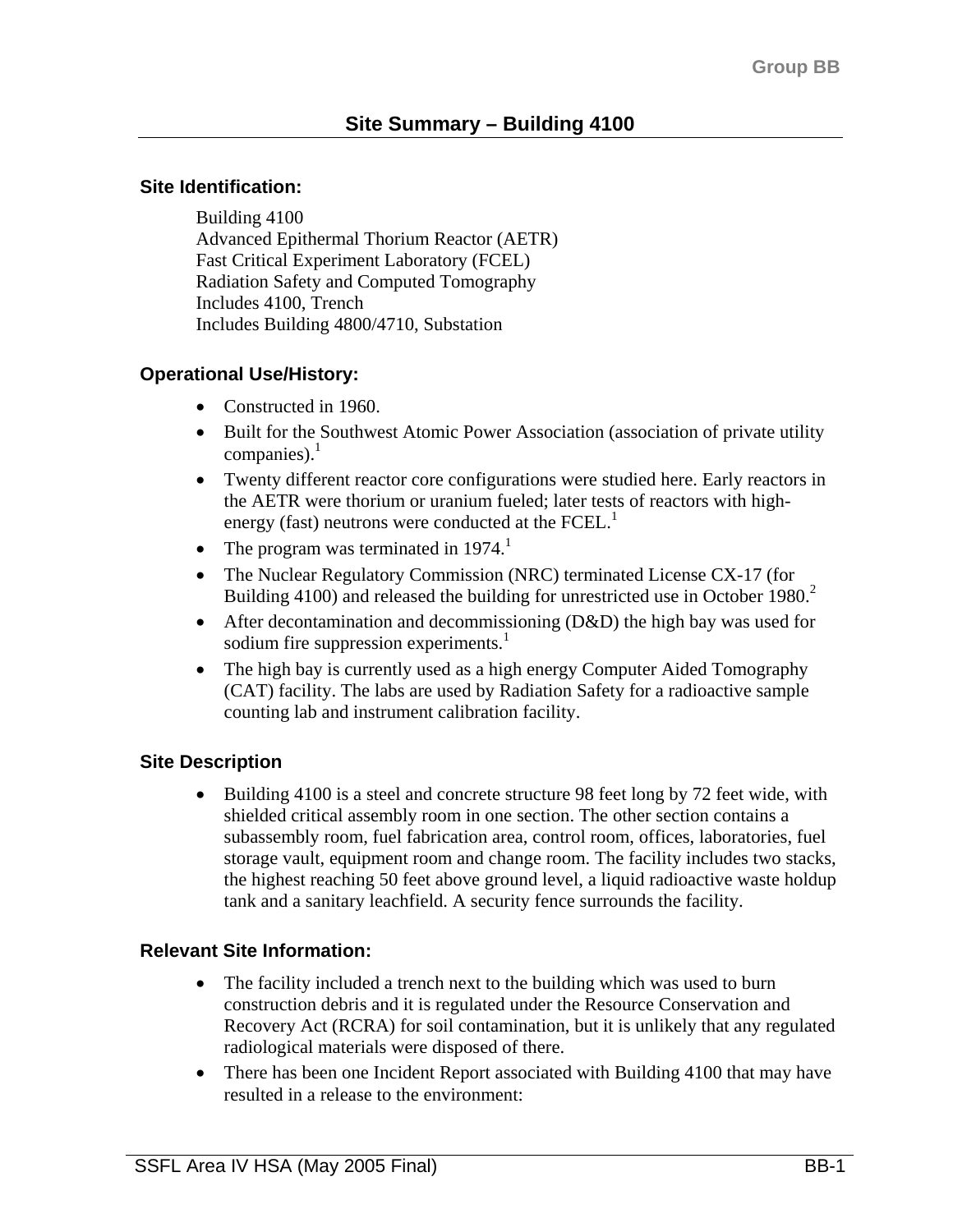# Site Summary – Building 4100

### Site Identification:

Building 4100
Advanced Epithermal Thorium Reactor (AETR)
Fast Critical Experiment Laboratory (FCEL)
Radiation Safety and Computed Tomography
Includes 4100, Trench
Includes Building 4800/4710, Substation

### Operational Use/History:

- Constructed in 1960.
- Built for the Southwest Atomic Power Association (association of private utility companies).[1]
- Twenty different reactor core configurations were studied here. Early reactors in the AETR were thorium or uranium fueled; later tests of reactors with high-energy (fast) neutrons were conducted at the FCEL.[1]
- The program was terminated in 1974.[1]
- The Nuclear Regulatory Commission (NRC) terminated License CX-17 (for Building 4100) and released the building for unrestricted use in October 1980.[2]
- After decontamination and decommissioning (D&D) the high bay was used for sodium fire suppression experiments.[1]
- The high bay is currently used as a high energy Computer Aided Tomography (CAT) facility. The labs are used by Radiation Safety for a radioactive sample counting lab and instrument calibration facility.

### Site Description

- Building 4100 is a steel and concrete structure 98 feet long by 72 feet wide, with shielded critical assembly room in one section. The other section contains a subassembly room, fuel fabrication area, control room, offices, laboratories, fuel storage vault, equipment room and change room. The facility includes two stacks, the highest reaching 50 feet above ground level, a liquid radioactive waste holdup tank and a sanitary leachfield. A security fence surrounds the facility.

### Relevant Site Information:

- The facility included a trench next to the building which was used to burn construction debris and it is regulated under the Resource Conservation and Recovery Act (RCRA) for soil contamination, but it is unlikely that any regulated radiological materials were disposed of there.
- There has been one Incident Report associated with Building 4100 that may have resulted in a release to the environment: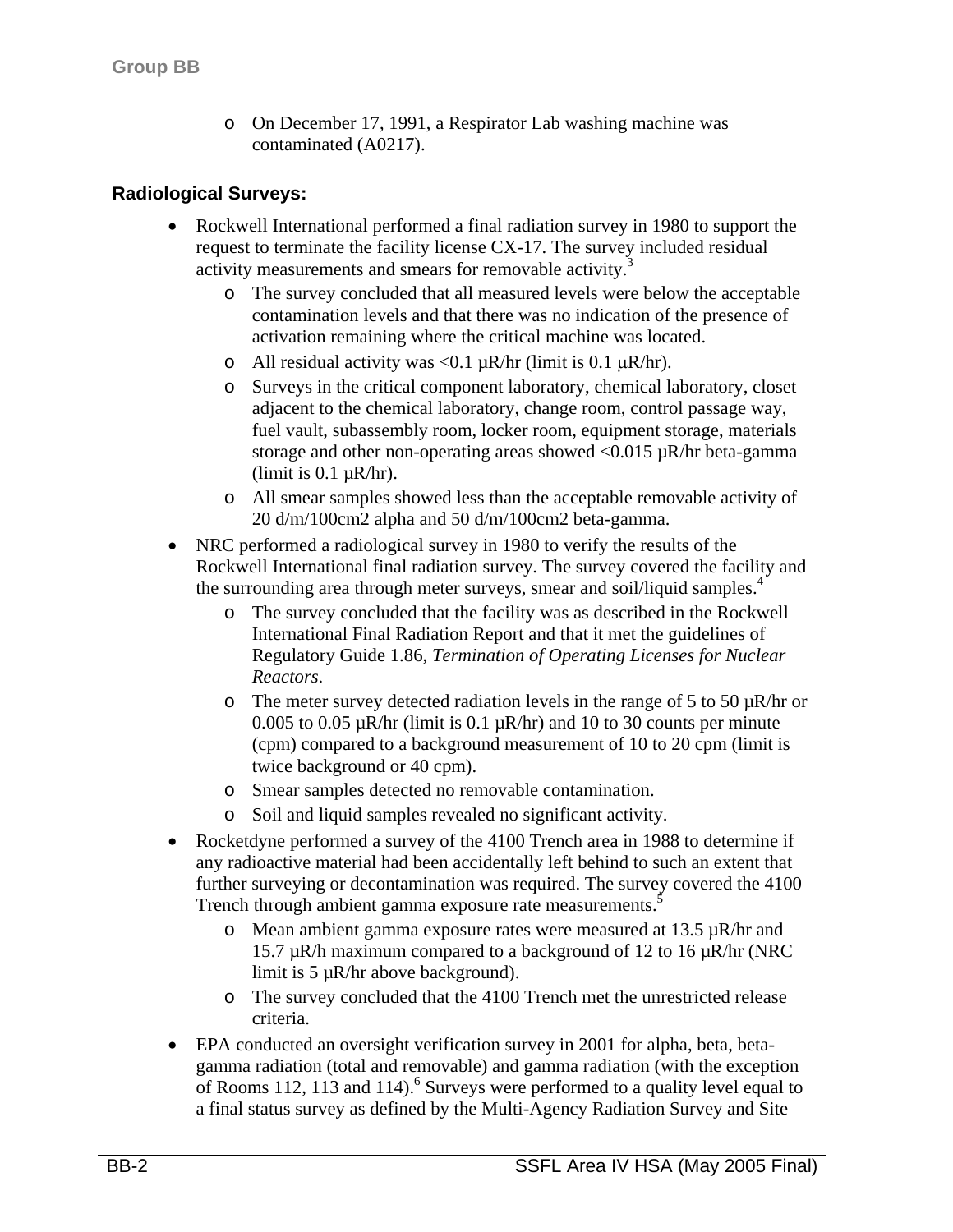- On December 17, 1991, a Respirator Lab washing machine was contaminated (A0217).

### Radiological Surveys:

- Rockwell International performed a final radiation survey in 1980 to support the request to terminate the facility license CX-17. The survey included residual activity measurements and smears for removable activity.[3]
  - The survey concluded that all measured levels were below the acceptable contamination levels and that there was no indication of the presence of activation remaining where the critical machine was located.
  - All residual activity was <0.1 µR/hr (limit is 0.1 µR/hr).
  - Surveys in the critical component laboratory, chemical laboratory, closet adjacent to the chemical laboratory, change room, control passage way, fuel vault, subassembly room, locker room, equipment storage, materials storage and other non-operating areas showed <0.015 µR/hr beta-gamma (limit is 0.1 µR/hr).
  - All smear samples showed less than the acceptable removable activity of 20 d/m/100cm2 alpha and 50 d/m/100cm2 beta-gamma.
- NRC performed a radiological survey in 1980 to verify the results of the Rockwell International final radiation survey. The survey covered the facility and the surrounding area through meter surveys, smear and soil/liquid samples.[4]
  - The survey concluded that the facility was as described in the Rockwell International Final Radiation Report and that it met the guidelines of Regulatory Guide 1.86, *Termination of Operating Licenses for Nuclear Reactors*.
  - The meter survey detected radiation levels in the range of 5 to 50 µR/hr or 0.005 to 0.05 µR/hr (limit is 0.1 µR/hr) and 10 to 30 counts per minute (cpm) compared to a background measurement of 10 to 20 cpm (limit is twice background or 40 cpm).
  - Smear samples detected no removable contamination.
  - Soil and liquid samples revealed no significant activity.
- Rocketdyne performed a survey of the 4100 Trench area in 1988 to determine if any radioactive material had been accidentally left behind to such an extent that further surveying or decontamination was required. The survey covered the 4100 Trench through ambient gamma exposure rate measurements.[5]
  - Mean ambient gamma exposure rates were measured at 13.5 µR/hr and 15.7 µR/h maximum compared to a background of 12 to 16 µR/hr (NRC limit is 5 µR/hr above background).
  - The survey concluded that the 4100 Trench met the unrestricted release criteria.
- EPA conducted an oversight verification survey in 2001 for alpha, beta, beta-gamma radiation (total and removable) and gamma radiation (with the exception of Rooms 112, 113 and 114).[6] Surveys were performed to a quality level equal to a final status survey as defined by the Multi-Agency Radiation Survey and Site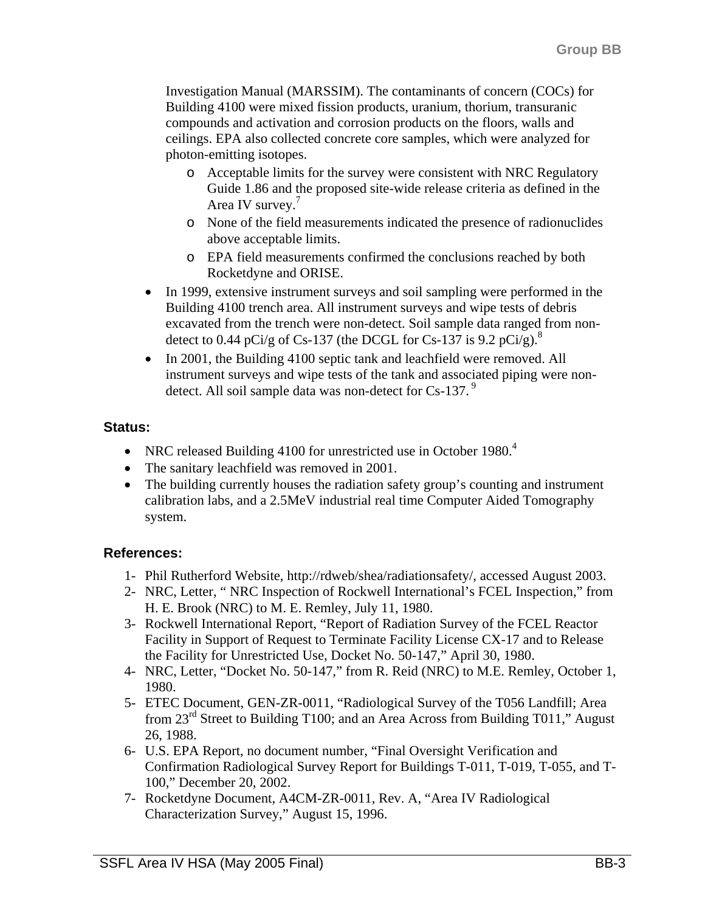Investigation Manual (MARSSIM). The contaminants of concern (COCs) for Building 4100 were mixed fission products, uranium, thorium, transuranic compounds and activation and corrosion products on the floors, walls and ceilings. EPA also collected concrete core samples, which were analyzed for photon-emitting isotopes.

  - Acceptable limits for the survey were consistent with NRC Regulatory Guide 1.86 and the proposed site-wide release criteria as defined in the Area IV survey.[7]
  - None of the field measurements indicated the presence of radionuclides above acceptable limits.
  - EPA field measurements confirmed the conclusions reached by both Rocketdyne and ORISE.

- In 1999, extensive instrument surveys and soil sampling were performed in the Building 4100 trench area. All instrument surveys and wipe tests of debris excavated from the trench were non-detect. Soil sample data ranged from non-detect to 0.44 pCi/g of Cs-137 (the DCGL for Cs-137 is 9.2 pCi/g).[8]
- In 2001, the Building 4100 septic tank and leachfield were removed. All instrument surveys and wipe tests of the tank and associated piping were non-detect. All soil sample data was non-detect for Cs-137.[9]

### Status:

- NRC released Building 4100 for unrestricted use in October 1980.[4]
- The sanitary leachfield was removed in 2001.
- The building currently houses the radiation safety group's counting and instrument calibration labs, and a 2.5MeV industrial real time Computer Aided Tomography system.

### References:

1- Phil Rutherford Website, http://rdweb/shea/radiationsafety/, accessed August 2003.
2- NRC, Letter, " NRC Inspection of Rockwell International's FCEL Inspection," from H. E. Brook (NRC) to M. E. Remley, July 11, 1980.
3- Rockwell International Report, "Report of Radiation Survey of the FCEL Reactor Facility in Support of Request to Terminate Facility License CX-17 and to Release the Facility for Unrestricted Use, Docket No. 50-147," April 30, 1980.
4- NRC, Letter, "Docket No. 50-147," from R. Reid (NRC) to M.E. Remley, October 1, 1980.
5- ETEC Document, GEN-ZR-0011, "Radiological Survey of the T056 Landfill; Area from 23rd Street to Building T100; and an Area Across from Building T011," August 26, 1988.
6- U.S. EPA Report, no document number, "Final Oversight Verification and Confirmation Radiological Survey Report for Buildings T-011, T-019, T-055, and T-100," December 20, 2002.
7- Rocketdyne Document, A4CM-ZR-0011, Rev. A, "Area IV Radiological Characterization Survey," August 15, 1996.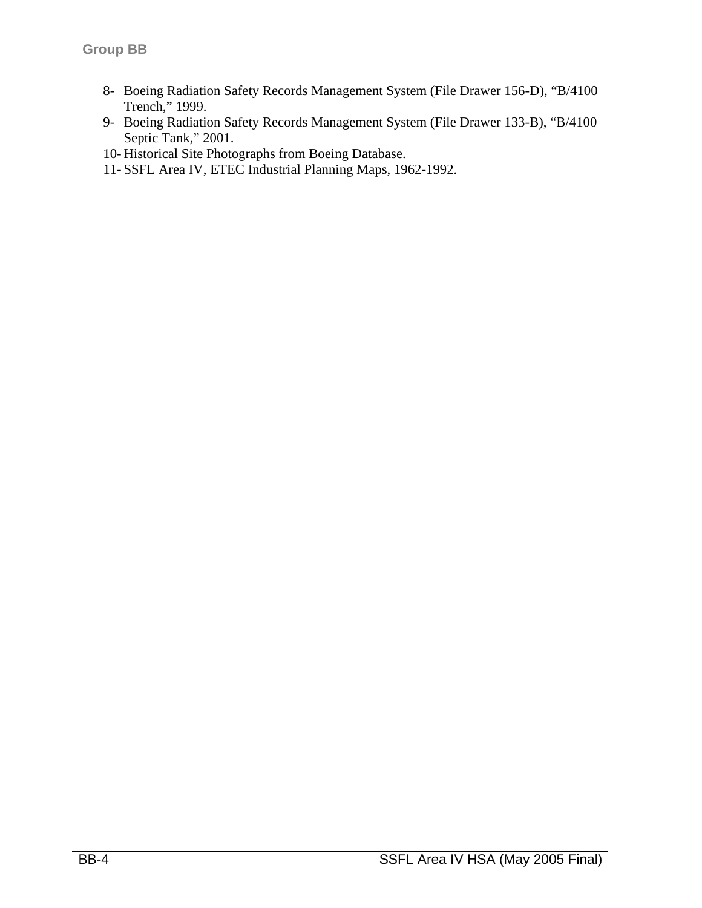8- Boeing Radiation Safety Records Management System (File Drawer 156-D), "B/4100 Trench," 1999.
9- Boeing Radiation Safety Records Management System (File Drawer 133-B), "B/4100 Septic Tank," 2001.
10- Historical Site Photographs from Boeing Database.
11- SSFL Area IV, ETEC Industrial Planning Maps, 1962-1992.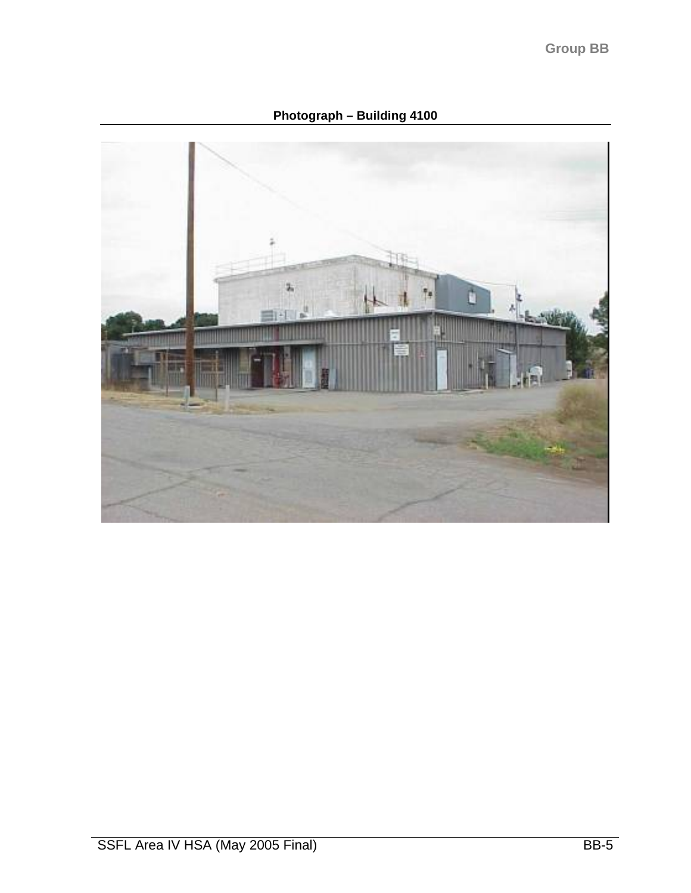**Photograph – Building 4100**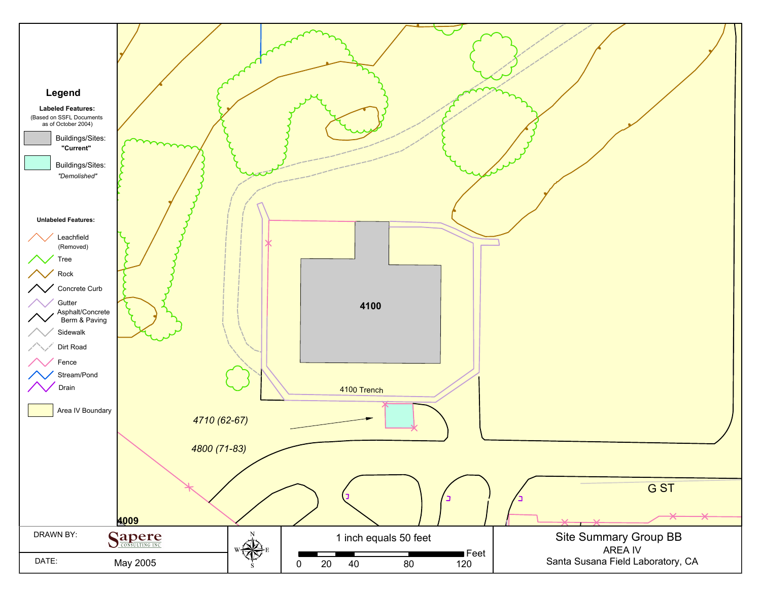# Legend

**Labeled Features:**
(Based on SSFL Documents as of October 2004)

- Buildings/Sites: **"Current"**
- Buildings/Sites: *"Demolished"*

**Unlabeled Features:**

- Leachfield (Removed)
- Tree
- Rock
- Concrete Curb
- Gutter
- Asphalt/Concrete Berm & Paving
- Sidewalk
- Dirt Road
- Fence
- Stream/Pond
- Drain
- Area IV Boundary

4100

4100 Trench

*4710 (62-67)*

*4800 (71-83)*

G ST

4009

DRAWN BY: Sapere Consulting Inc

DATE: May 2005

1 inch equals 50 feet

0 20 40 80 120 Feet

Site Summary Group BB
AREA IV
Santa Susana Field Laboratory, CA